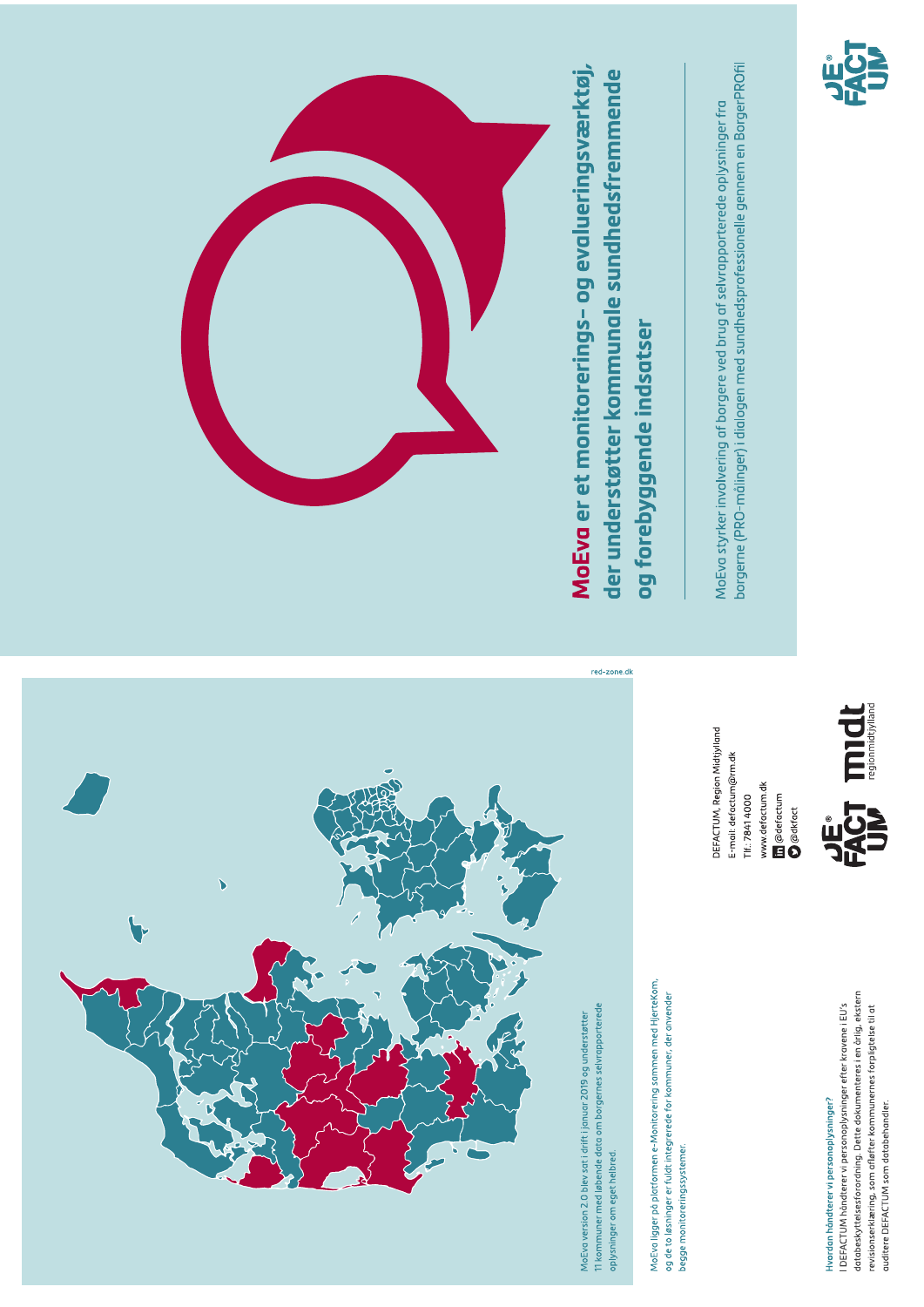# **MoEva** er et monitorerings- og evalueringsværktøj, der understøtter kommunale sundhedsfremmende og forebyggende indsatser

MoEva styrker involvering af borgere ved brug af selvrapporterede oplysninger fra borgerne (PRO-målinger) i dialogen med sundhedsprofessionelle gennem en BorgerPROfil

MoEva version 2.0 blev sat i drift i januar 2019 og understøtter 11 kommuner med løbende data om borgernes selvrapporterede oplysninger om eget helbred.

MoEva ligger på platformen e-Monitorering sammen med HjerteKom, og de to løsninger er fuldt integrerede for kommuner, der anvender begge monitoreringssystemer.

**Hvordan håndterer vi personoplysninger?**
I DEFACTUM håndterer vi personoplysninger efter kravene i EU's databeskyttelsesforordning. Dette dokumenteres i en årlig, ekstern revisionserklæring, som afløfter kommunernes forpligtelse til at auditere DEFACTUM som databehandler.

DEFACTUM, Region Midtjylland
E-mail: defactum@rm.dk
Tlf.: 7841 4000
www.defactum.dk
@defactum
@dkfact

DEFACTUM

midt regionmidtjylland

red-zone.dk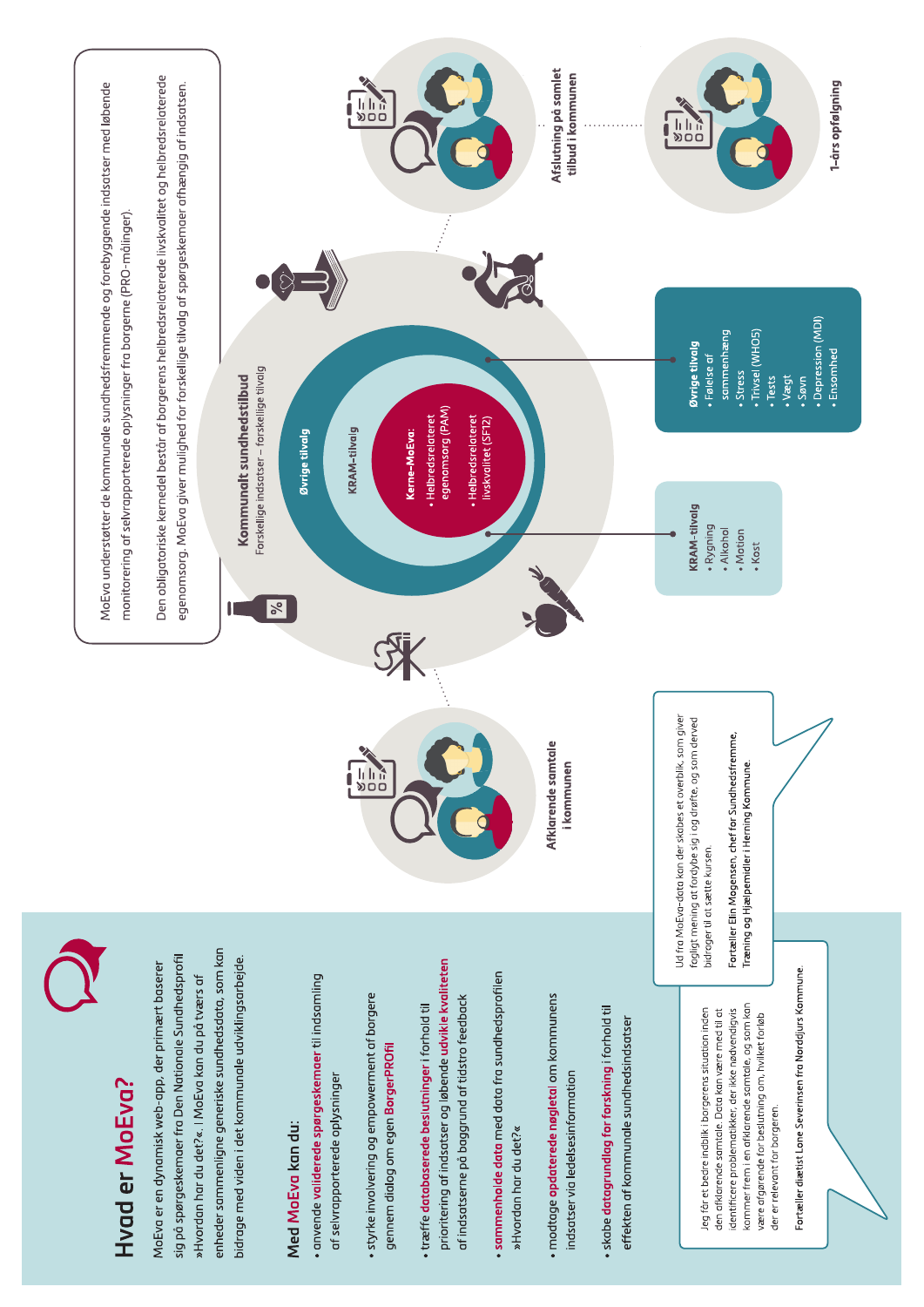# Hvad er MoEva?

MoEva er en dynamisk web-app, der primært baserer sig på spørgeskemaer fra Den Nationale Sundhedsprofil »Hvordan har du det?«. I MoEva kan du på tværs af enheder sammenligne generiske sundhedsdata, som kan bidrage med viden i det kommunale udviklingsarbejde.

## Med MoEva kan du:

- anvende **validerede spørgeskemaer** til indsamling af selvrapporterede oplysninger
- styrke involvering og empowerment af borgere gennem dialog om egen **BorgerPROfil**
- træffe **databaserede beslutninger** i forhold til prioritering af indsatser og løbende **udvikle kvaliteten** af indsatserne på baggrund af tidstro feedback
- **sammenholde data** med data fra sundhedsprofilen »Hvordan har du det?«
- modtage **opdaterede nøgletal** om kommunens indsatser via ledelsesinformation
- skabe **datagrundlag for forskning** i forhold til effekten af kommunale sundhedsindsatser

Jeg får et bedre indblik i borgerens situation inden den afklarende samtale. Data kan være med til at identificere problematikker, der ikke nødvendigvis kommer frem i en afklarende samtale, og som kan være afgørende for beslutning om, hvilket forløb der er relevant for borgeren.

Fortæller diætist Lone Severinsen fra Norddjurs Kommune.

Ud fra MoEva-data kan der skabes et overblik, som giver fagligt mening at fordybe sig i og drøfte, og som derved bidrager til at sætte kursen.

Fortæller Elin Mogensen, chef for Sundhedsfremme, Træning og Hjælpemidler i Herning Kommune.

MoEva understøtter de kommunale sundhedsfremmende og forebyggende indsatser med løbende monitorering af selvrapporterede oplysninger fra borgerne (PRO-målinger).

Den obligatoriske kernedel består af borgerens helbredsrelaterede livskvalitet og helbredsrelaterede egenomsorg. MoEva giver mulighed for forskellige tilvalg af spørgeskemaer afhængig af indsatsen.

Afklarende samtale i kommunen

**Kommunalt sundhedstilbud**
Forskellige indsatser – forskellige tilvalg

Øvrige tilvalg

KRAM-tilvalg

**Kerne-MoEva:**
- Helbredsrelateret egenomsorg (PAM)
- Helbredsrelateret livskvalitet (SF12)

**KRAM-tilvalg**
- Rygning
- Alkohol
- Motion
- Kost

**Øvrige tilvalg**
- Følelse af sammenhæng
- Stress
- Trivsel (WHO5)
- Tests
- Vægt
- Søvn
- Depression (MDI)
- Ensomhed

Afslutning på samlet tilbud i kommunen

1-års opfølgning